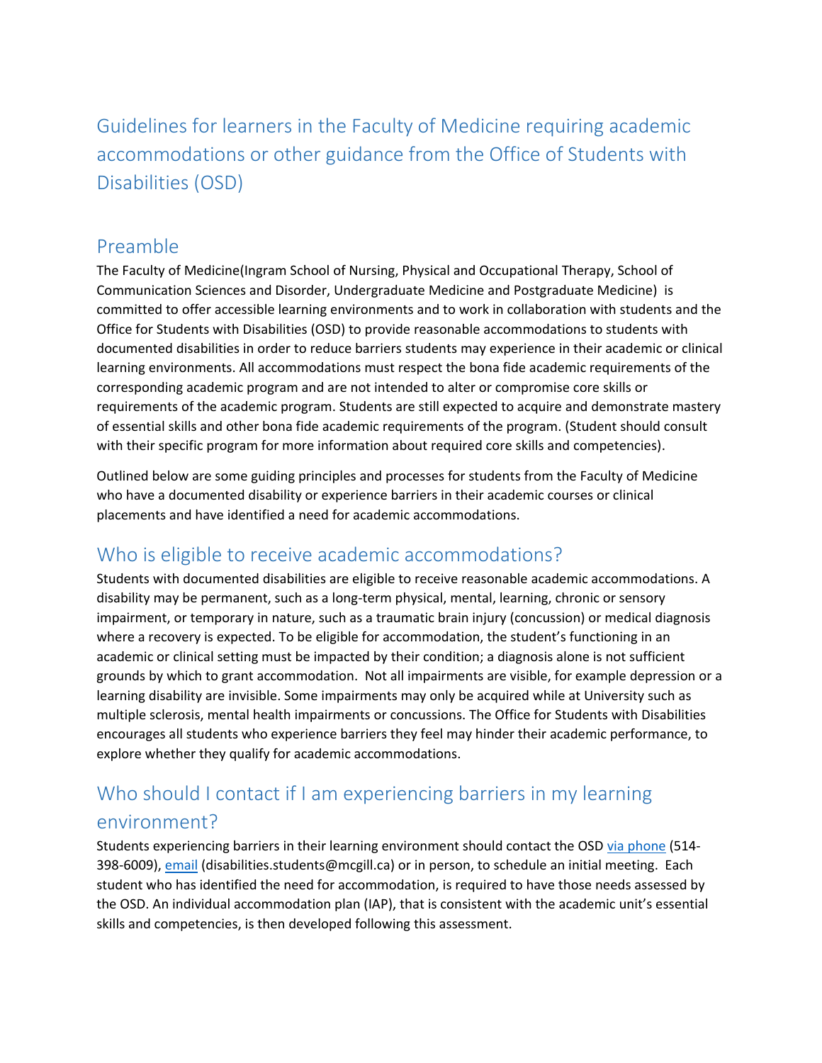# Guidelines for learners in the Faculty of Medicine requiring academic accommodations or other guidance from the Office of Students with Disabilities (OSD)

## Preamble

The Faculty of Medicine(Ingram School of Nursing, Physical and Occupational Therapy, School of Communication Sciences and Disorder, Undergraduate Medicine and Postgraduate Medicine) is committed to offer accessible learning environments and to work in collaboration with students and the Office for Students with Disabilities (OSD) to provide reasonable accommodations to students with documented disabilities in order to reduce barriers students may experience in their academic or clinical learning environments. All accommodations must respect the bona fide academic requirements of the corresponding academic program and are not intended to alter or compromise core skills or requirements of the academic program. Students are still expected to acquire and demonstrate mastery of essential skills and other bona fide academic requirements of the program. (Student should consult with their specific program for more information about required core skills and competencies).

Outlined below are some guiding principles and processes for students from the Faculty of Medicine who have a documented disability or experience barriers in their academic courses or clinical placements and have identified a need for academic accommodations.

## Who is eligible to receive academic accommodations?

Students with documented disabilities are eligible to receive reasonable academic accommodations. A disability may be permanent, such as a long-term physical, mental, learning, chronic or sensory impairment, or temporary in nature, such as a traumatic brain injury (concussion) or medical diagnosis where a recovery is expected. To be eligible for accommodation, the student's functioning in an academic or clinical setting must be impacted by their condition; a diagnosis alone is not sufficient grounds by which to grant accommodation. Not all impairments are visible, for example depression or a learning disability are invisible. Some impairments may only be acquired while at University such as multiple sclerosis, mental health impairments or concussions. The Office for Students with Disabilities encourages all students who experience barriers they feel may hinder their academic performance, to explore whether they qualify for academic accommodations.

## Who should I contact if I am experiencing barriers in my learning environment?

Students experiencing barriers in their learning environment should contact the OSD via phone (514-398-6009), email (disabilities.students@mcgill.ca) or in person, to schedule an initial meeting. Each student who has identified the need for accommodation, is required to have those needs assessed by the OSD. An individual accommodation plan (IAP), that is consistent with the academic unit's essential skills and competencies, is then developed following this assessment.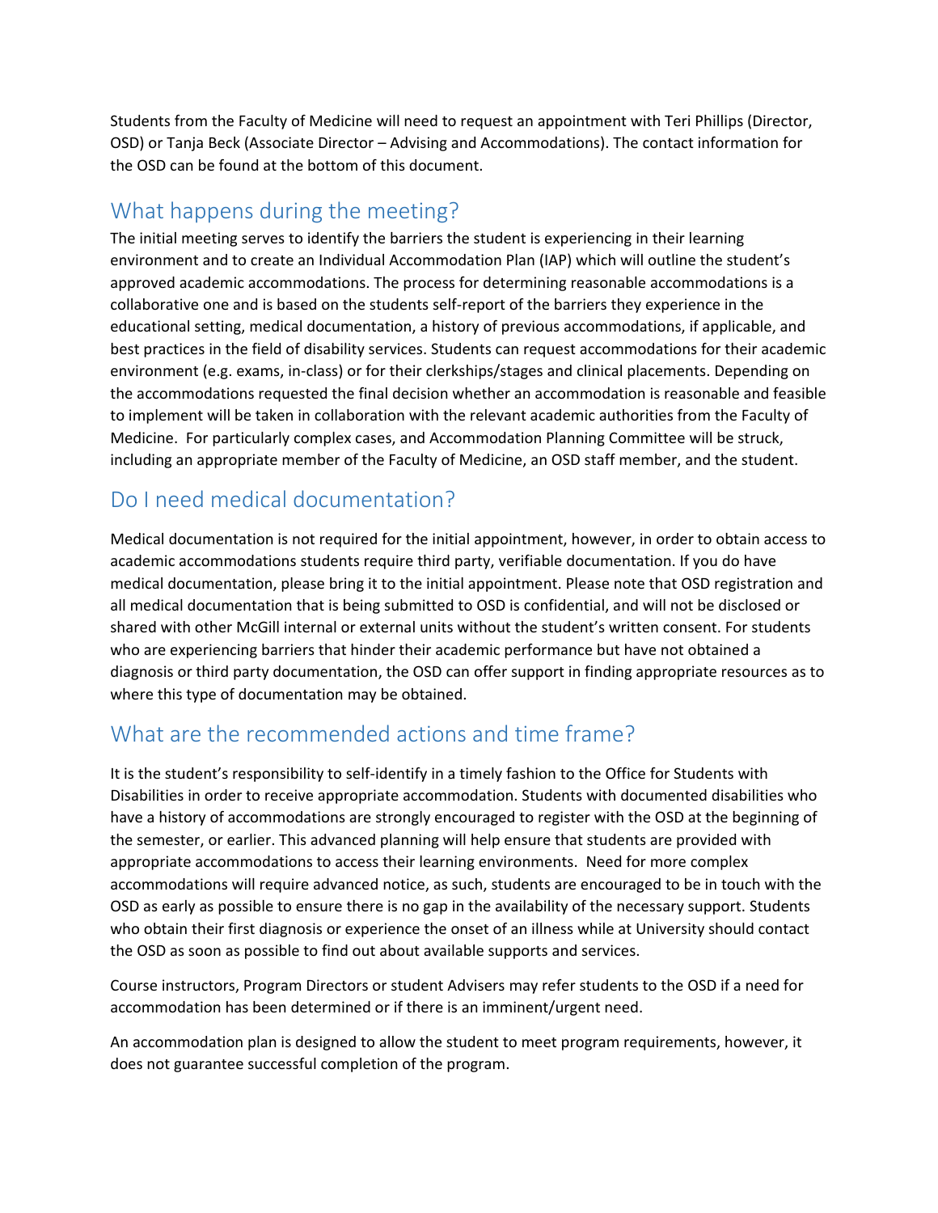Students from the Faculty of Medicine will need to request an appointment with Teri Phillips (Director, OSD) or Tanja Beck (Associate Director – Advising and Accommodations). The contact information for the OSD can be found at the bottom of this document.

## What happens during the meeting?

The initial meeting serves to identify the barriers the student is experiencing in their learning environment and to create an Individual Accommodation Plan (IAP) which will outline the student's approved academic accommodations. The process for determining reasonable accommodations is a collaborative one and is based on the students self-report of the barriers they experience in the educational setting, medical documentation, a history of previous accommodations, if applicable, and best practices in the field of disability services. Students can request accommodations for their academic environment (e.g. exams, in-class) or for their clerkships/stages and clinical placements. Depending on the accommodations requested the final decision whether an accommodation is reasonable and feasible to implement will be taken in collaboration with the relevant academic authorities from the Faculty of Medicine. For particularly complex cases, and Accommodation Planning Committee will be struck, including an appropriate member of the Faculty of Medicine, an OSD staff member, and the student.

## Do I need medical documentation?

Medical documentation is not required for the initial appointment, however, in order to obtain access to academic accommodations students require third party, verifiable documentation. If you do have medical documentation, please bring it to the initial appointment. Please note that OSD registration and all medical documentation that is being submitted to OSD is confidential, and will not be disclosed or shared with other McGill internal or external units without the student's written consent. For students who are experiencing barriers that hinder their academic performance but have not obtained a diagnosis or third party documentation, the OSD can offer support in finding appropriate resources as to where this type of documentation may be obtained.

## What are the recommended actions and time frame?

It is the student's responsibility to self-identify in a timely fashion to the Office for Students with Disabilities in order to receive appropriate accommodation. Students with documented disabilities who have a history of accommodations are strongly encouraged to register with the OSD at the beginning of the semester, or earlier. This advanced planning will help ensure that students are provided with appropriate accommodations to access their learning environments. Need for more complex accommodations will require advanced notice, as such, students are encouraged to be in touch with the OSD as early as possible to ensure there is no gap in the availability of the necessary support. Students who obtain their first diagnosis or experience the onset of an illness while at University should contact the OSD as soon as possible to find out about available supports and services.

Course instructors, Program Directors or student Advisers may refer students to the OSD if a need for accommodation has been determined or if there is an imminent/urgent need.

An accommodation plan is designed to allow the student to meet program requirements, however, it does not guarantee successful completion of the program.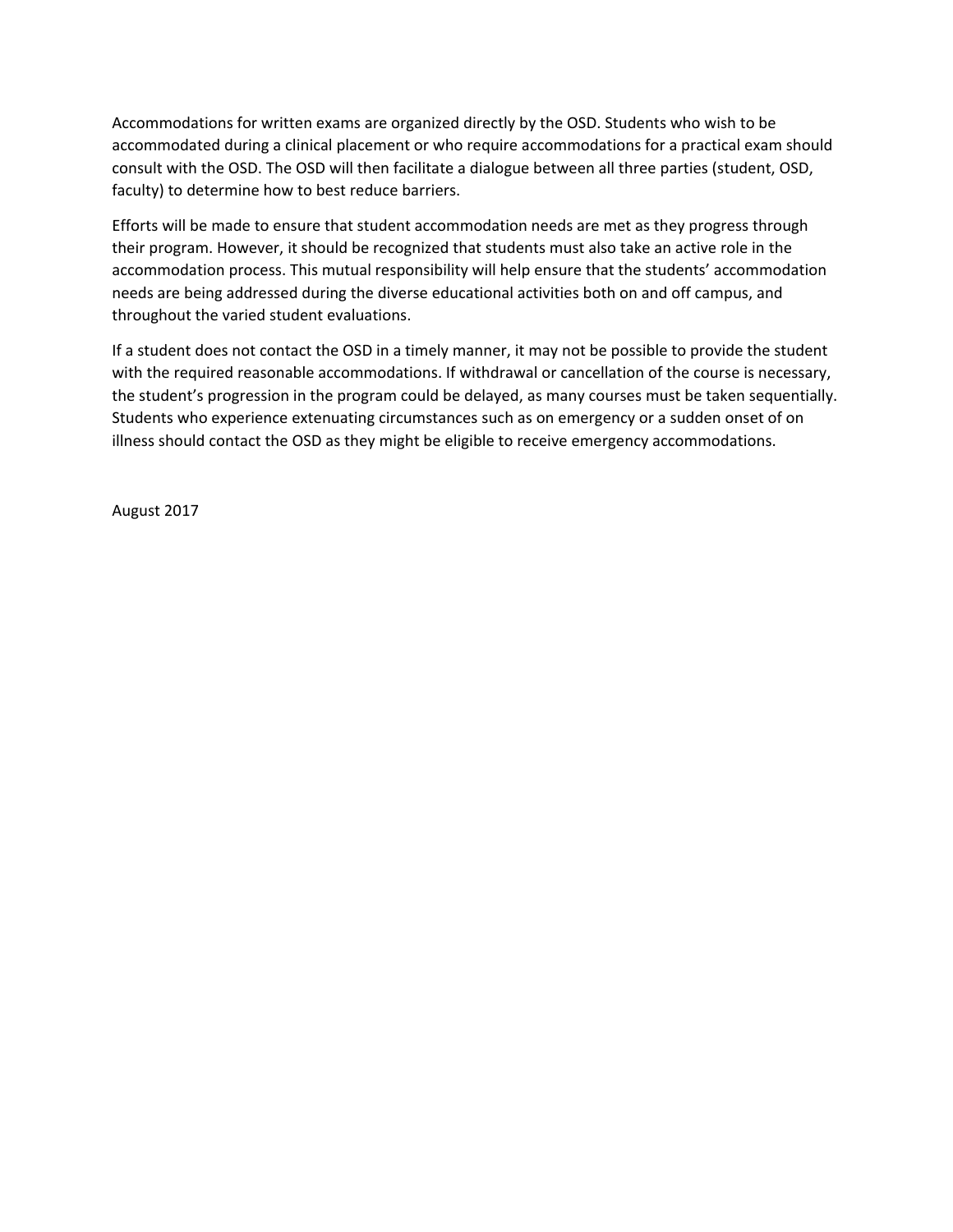Accommodations for written exams are organized directly by the OSD. Students who wish to be accommodated during a clinical placement or who require accommodations for a practical exam should consult with the OSD. The OSD will then facilitate a dialogue between all three parties (student, OSD, faculty) to determine how to best reduce barriers.

Efforts will be made to ensure that student accommodation needs are met as they progress through their program. However, it should be recognized that students must also take an active role in the accommodation process. This mutual responsibility will help ensure that the students' accommodation needs are being addressed during the diverse educational activities both on and off campus, and throughout the varied student evaluations.

If a student does not contact the OSD in a timely manner, it may not be possible to provide the student with the required reasonable accommodations. If withdrawal or cancellation of the course is necessary, the student's progression in the program could be delayed, as many courses must be taken sequentially. Students who experience extenuating circumstances such as on emergency or a sudden onset of on illness should contact the OSD as they might be eligible to receive emergency accommodations.

August 2017